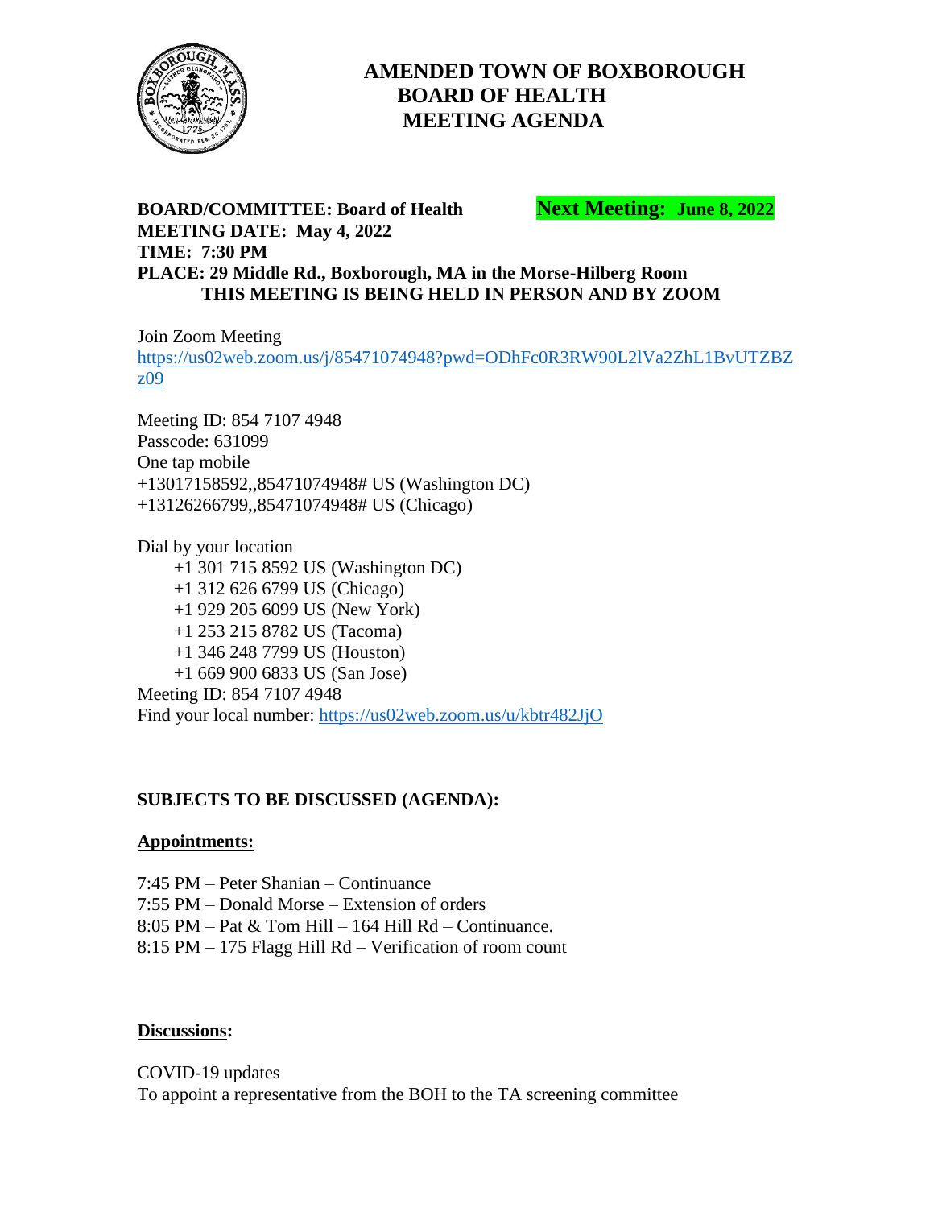# AMENDED TOWN OF BOXBOROUGH BOARD OF HEALTH MEETING AGENDA

**BOARD/COMMITTEE: Board of Health** **Next Meeting: June 8, 2022**
**MEETING DATE: May 4, 2022**
**TIME: 7:30 PM**
**PLACE: 29 Middle Rd., Boxborough, MA in the Morse-Hilberg Room**
**THIS MEETING IS BEING HELD IN PERSON AND BY ZOOM**

Join Zoom Meeting
https://us02web.zoom.us/j/85471074948?pwd=ODhFc0R3RW90L2lVa2ZhL1BvUTZBZz09

Meeting ID: 854 7107 4948
Passcode: 631099
One tap mobile
+13017158592,,85471074948# US (Washington DC)
+13126266799,,85471074948# US (Chicago)

Dial by your location
+1 301 715 8592 US (Washington DC)
+1 312 626 6799 US (Chicago)
+1 929 205 6099 US (New York)
+1 253 215 8782 US (Tacoma)
+1 346 248 7799 US (Houston)
+1 669 900 6833 US (San Jose)
Meeting ID: 854 7107 4948
Find your local number: https://us02web.zoom.us/u/kbtr482JjO

**SUBJECTS TO BE DISCUSSED (AGENDA):**

**Appointments:**

7:45 PM – Peter Shanian – Continuance
7:55 PM – Donald Morse – Extension of orders
8:05 PM – Pat & Tom Hill – 164 Hill Rd – Continuance.
8:15 PM – 175 Flagg Hill Rd – Verification of room count

**Discussions:**

COVID-19 updates
To appoint a representative from the BOH to the TA screening committee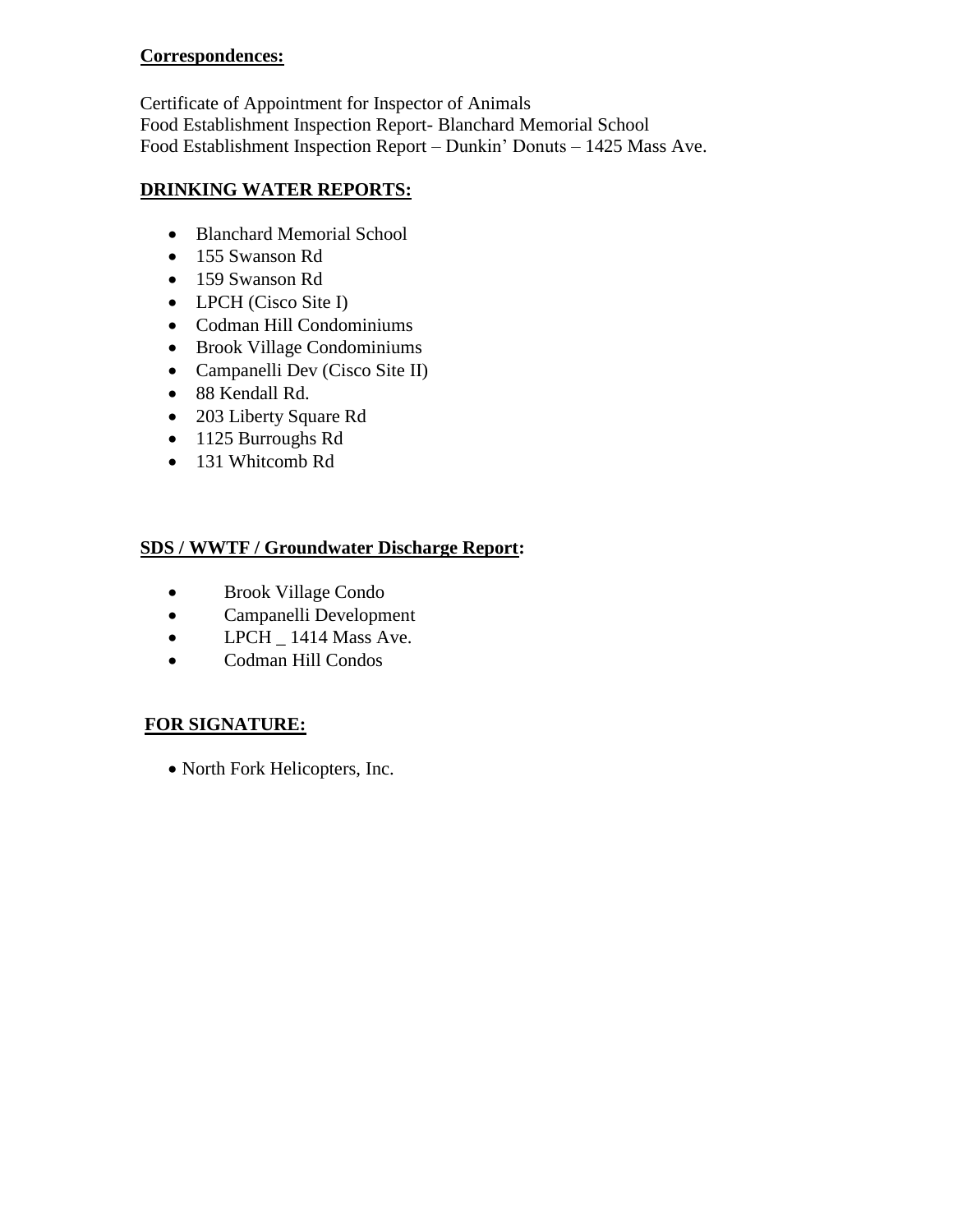**Correspondences:**

Certificate of Appointment for Inspector of Animals
Food Establishment Inspection Report- Blanchard Memorial School
Food Establishment Inspection Report – Dunkin' Donuts – 1425 Mass Ave.

**DRINKING WATER REPORTS:**

- Blanchard Memorial School
- 155 Swanson Rd
- 159 Swanson Rd
- LPCH (Cisco Site I)
- Codman Hill Condominiums
- Brook Village Condominiums
- Campanelli Dev (Cisco Site II)
- 88 Kendall Rd.
- 203 Liberty Square Rd
- 1125 Burroughs Rd
- 131 Whitcomb Rd

**SDS / WWTF / Groundwater Discharge Report:**

- Brook Village Condo
- Campanelli Development
- LPCH _ 1414 Mass Ave.
- Codman Hill Condos

**FOR SIGNATURE:**

- North Fork Helicopters, Inc.